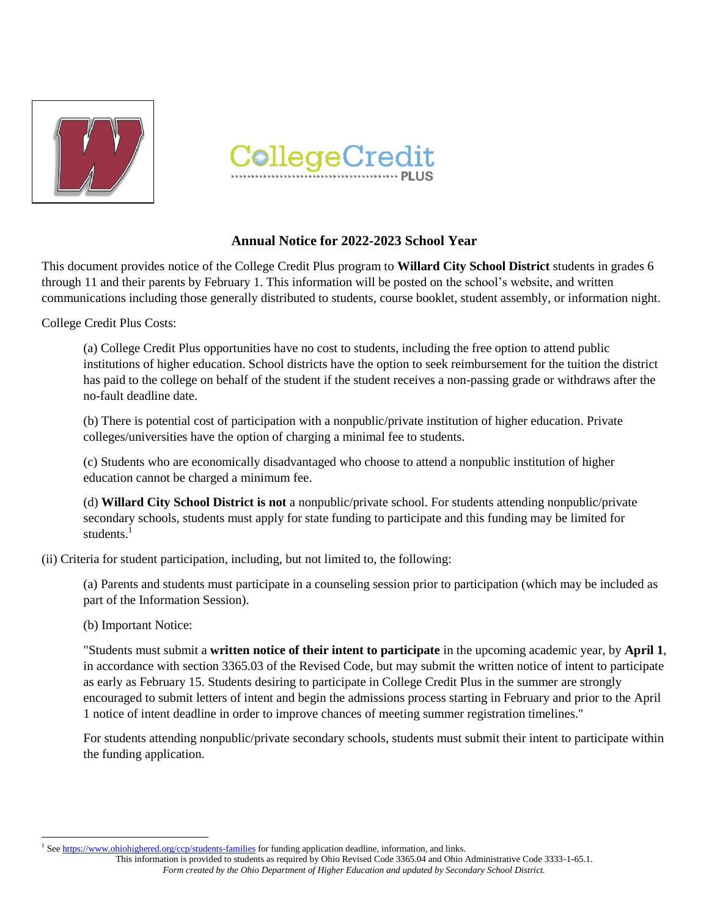## Annual Notice for 2022-2023 School Year

This document provides notice of the College Credit Plus program to **Willard City School District** students in grades 6 through 11 and their parents by February 1. This information will be posted on the school's website, and written communications including those generally distributed to students, course booklet, student assembly, or information night.

College Credit Plus Costs:

> (a) College Credit Plus opportunities have no cost to students, including the free option to attend public institutions of higher education. School districts have the option to seek reimbursement for the tuition the district has paid to the college on behalf of the student if the student receives a non-passing grade or withdraws after the no-fault deadline date.
>
> (b) There is potential cost of participation with a nonpublic/private institution of higher education. Private colleges/universities have the option of charging a minimal fee to students.
>
> (c) Students who are economically disadvantaged who choose to attend a nonpublic institution of higher education cannot be charged a minimum fee.
>
> (d) **Willard City School District is not** a nonpublic/private school. For students attending nonpublic/private secondary schools, students must apply for state funding to participate and this funding may be limited for students.[1]

(ii) Criteria for student participation, including, but not limited to, the following:

> (a) Parents and students must participate in a counseling session prior to participation (which may be included as part of the Information Session).
>
> (b) Important Notice:
>
> "Students must submit a **written notice of their intent to participate** in the upcoming academic year, by **April 1**, in accordance with section 3365.03 of the Revised Code, but may submit the written notice of intent to participate as early as February 15. Students desiring to participate in College Credit Plus in the summer are strongly encouraged to submit letters of intent and begin the admissions process starting in February and prior to the April 1 notice of intent deadline in order to improve chances of meeting summer registration timelines."
>
> For students attending nonpublic/private secondary schools, students must submit their intent to participate within the funding application.

---

[1] See https://www.ohiohighered.org/ccp/students-families for funding application deadline, information, and links.

This information is provided to students as required by Ohio Revised Code 3365.04 and Ohio Administrative Code 3333-1-65.1.

*Form created by the Ohio Department of Higher Education and updated by Secondary School District.*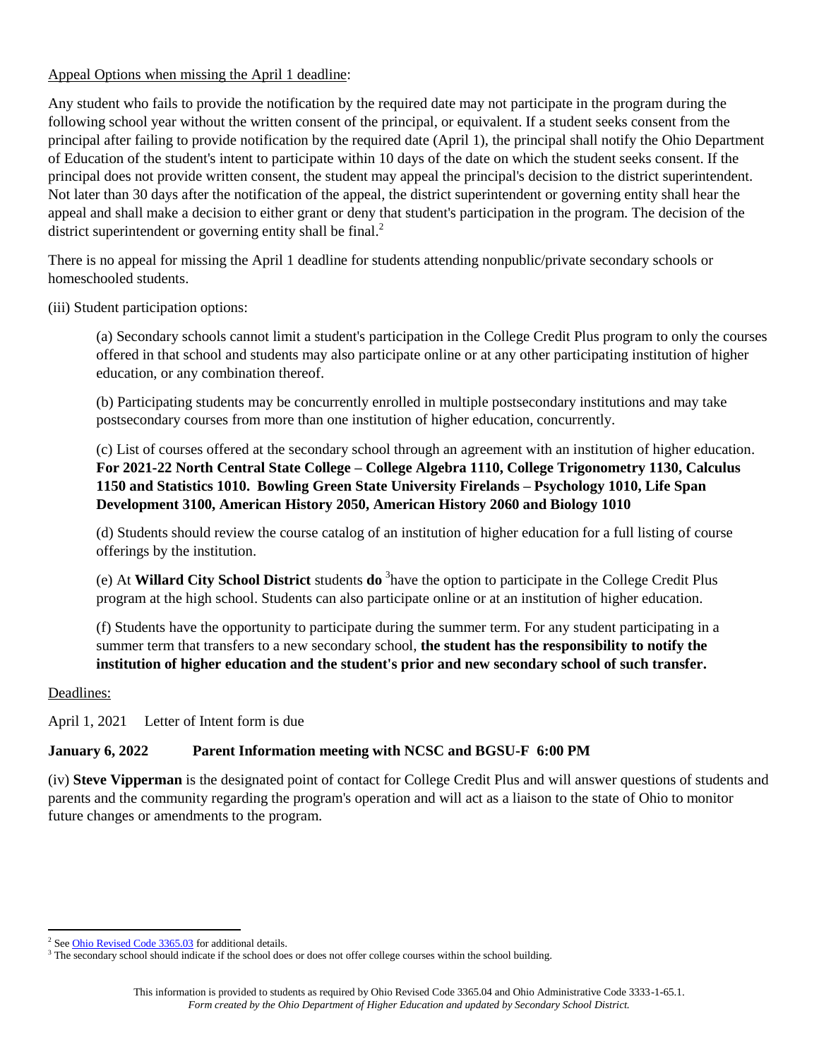Appeal Options when missing the April 1 deadline:

Any student who fails to provide the notification by the required date may not participate in the program during the following school year without the written consent of the principal, or equivalent. If a student seeks consent from the principal after failing to provide notification by the required date (April 1), the principal shall notify the Ohio Department of Education of the student's intent to participate within 10 days of the date on which the student seeks consent. If the principal does not provide written consent, the student may appeal the principal's decision to the district superintendent. Not later than 30 days after the notification of the appeal, the district superintendent or governing entity shall hear the appeal and shall make a decision to either grant or deny that student's participation in the program. The decision of the district superintendent or governing entity shall be final.[2]

There is no appeal for missing the April 1 deadline for students attending nonpublic/private secondary schools or homeschooled students.

(iii) Student participation options:

(a) Secondary schools cannot limit a student's participation in the College Credit Plus program to only the courses offered in that school and students may also participate online or at any other participating institution of higher education, or any combination thereof.

(b) Participating students may be concurrently enrolled in multiple postsecondary institutions and may take postsecondary courses from more than one institution of higher education, concurrently.

(c) List of courses offered at the secondary school through an agreement with an institution of higher education. **For 2021-22 North Central State College – College Algebra 1110, College Trigonometry 1130, Calculus 1150 and Statistics 1010. Bowling Green State University Firelands – Psychology 1010, Life Span Development 3100, American History 2050, American History 2060 and Biology 1010**

(d) Students should review the course catalog of an institution of higher education for a full listing of course offerings by the institution.

(e) At **Willard City School District** students **do** [3]have the option to participate in the College Credit Plus program at the high school. Students can also participate online or at an institution of higher education.

(f) Students have the opportunity to participate during the summer term. For any student participating in a summer term that transfers to a new secondary school, **the student has the responsibility to notify the institution of higher education and the student's prior and new secondary school of such transfer.**

Deadlines:

April 1, 2021 Letter of Intent form is due

**January 6, 2022 Parent Information meeting with NCSC and BGSU-F 6:00 PM**

(iv) **Steve Vipperman** is the designated point of contact for College Credit Plus and will answer questions of students and parents and the community regarding the program's operation and will act as a liaison to the state of Ohio to monitor future changes or amendments to the program.

[2] See Ohio Revised Code 3365.03 for additional details.

[3] The secondary school should indicate if the school does or does not offer college courses within the school building.

This information is provided to students as required by Ohio Revised Code 3365.04 and Ohio Administrative Code 3333-1-65.1.
*Form created by the Ohio Department of Higher Education and updated by Secondary School District.*